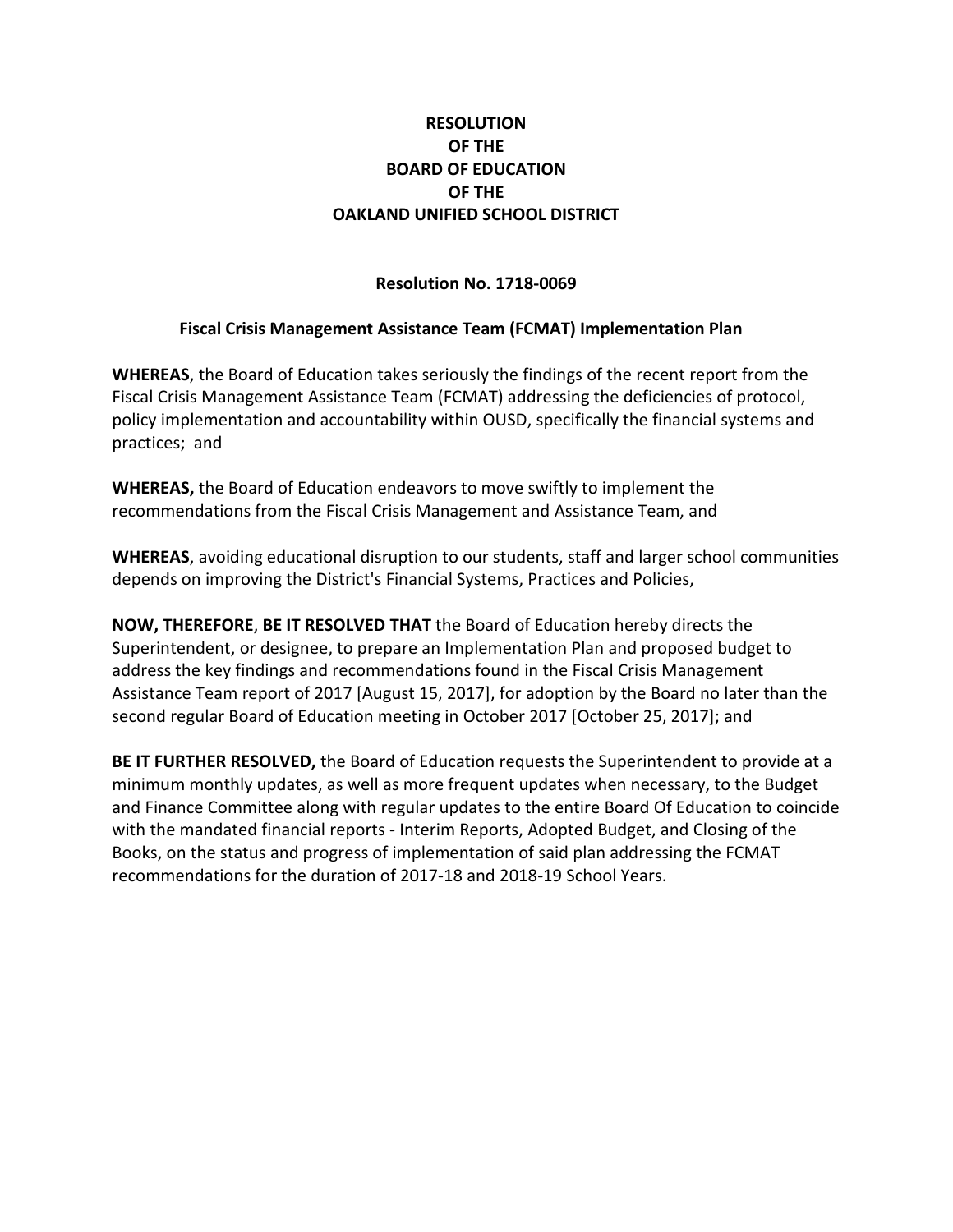# RESOLUTION
# OF THE
# BOARD OF EDUCATION
# OF THE
# OAKLAND UNIFIED SCHOOL DISTRICT

## Resolution No. 1718-0069

## Fiscal Crisis Management Assistance Team (FCMAT) Implementation Plan

**WHEREAS**, the Board of Education takes seriously the findings of the recent report from the Fiscal Crisis Management Assistance Team (FCMAT) addressing the deficiencies of protocol, policy implementation and accountability within OUSD, specifically the financial systems and practices; and

**WHEREAS,** the Board of Education endeavors to move swiftly to implement the recommendations from the Fiscal Crisis Management and Assistance Team, and

**WHEREAS**, avoiding educational disruption to our students, staff and larger school communities depends on improving the District's Financial Systems, Practices and Policies,

**NOW, THEREFORE**, **BE IT RESOLVED THAT** the Board of Education hereby directs the Superintendent, or designee, to prepare an Implementation Plan and proposed budget to address the key findings and recommendations found in the Fiscal Crisis Management Assistance Team report of 2017 [August 15, 2017], for adoption by the Board no later than the second regular Board of Education meeting in October 2017 [October 25, 2017]; and

**BE IT FURTHER RESOLVED,** the Board of Education requests the Superintendent to provide at a minimum monthly updates, as well as more frequent updates when necessary, to the Budget and Finance Committee along with regular updates to the entire Board Of Education to coincide with the mandated financial reports - Interim Reports, Adopted Budget, and Closing of the Books, on the status and progress of implementation of said plan addressing the FCMAT recommendations for the duration of 2017-18 and 2018-19 School Years.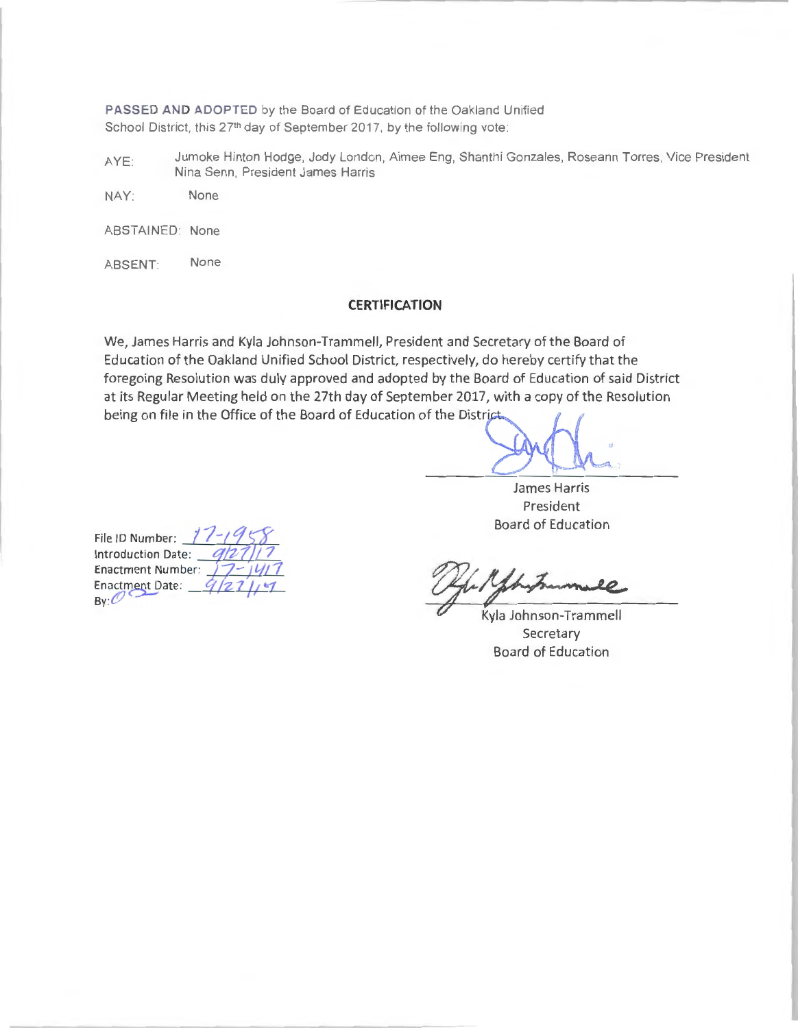**PASSED AND ADOPTED** by the Board of Education of the Oakland Unified School District, this 27th day of September 2017, by the following vote:

AYE: Jumoke Hinton Hodge, Jody London, Aimee Eng, Shanthi Gonzales, Roseann Torres, Vice President Nina Senn, President James Harris

NAY: None

ABSTAINED: None

ABSENT: None

## CERTIFICATION

We, James Harris and Kyla Johnson-Trammell, President and Secretary of the Board of Education of the Oakland Unified School District, respectively, do hereby certify that the foregoing Resolution was duly approved and adopted by the Board of Education of said District at its Regular Meeting held on the 27th day of September 2017, with a copy of the Resolution being on file in the Office of the Board of Education of the District.

James Harris
President
Board of Education

Kyla Johnson-Trammell
Secretary
Board of Education

File ID Number: 17-1958
Introduction Date: 9/27/17
Enactment Number: 17-1417
Enactment Date: 9/27/17
By: